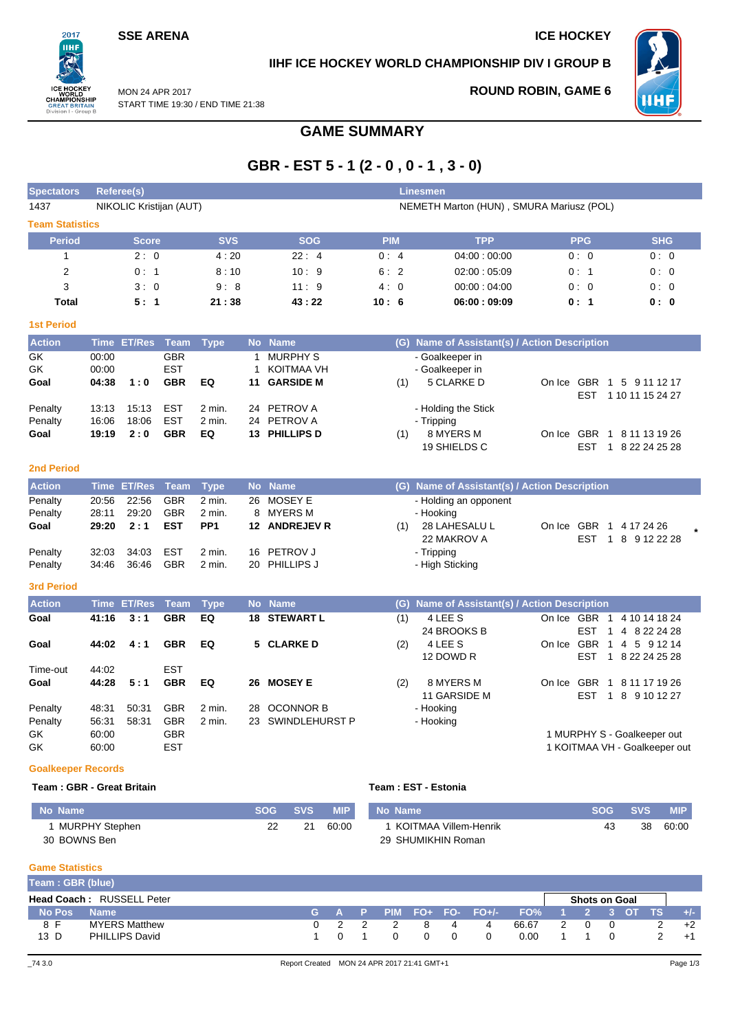SSE ARENA

ICE HOCKEY

IIHF ICE HOCKEY WORLD CHAMPIONSHIP DIV I GROUP B

MON 24 APR 2017
START TIME 19:30 / END TIME 21:38

ROUND ROBIN, GAME 6

# GAME SUMMARY

## GBR - EST 5 - 1 (2 - 0 , 0 - 1 , 3 - 0)

| Spectators | Referee(s) | Linesmen |
|---|---|---|
| 1437 | NIKOLIC Kristijan (AUT) | NEMETH Marton (HUN) , SMURA Mariusz (POL) |

### Team Statistics

| Period | Score | SVS | SOG | PIM | TPP | PPG | SHG |
|---|---|---|---|---|---|---|---|
| 1 | 2 : 0 | 4 : 20 | 22 : 4 | 0 : 4 | 04:00 : 00:00 | 0 : 0 | 0 : 0 |
| 2 | 0 : 1 | 8 : 10 | 10 : 9 | 6 : 2 | 02:00 : 05:09 | 0 : 1 | 0 : 0 |
| 3 | 3 : 0 | 9 : 8 | 11 : 9 | 4 : 0 | 00:00 : 04:00 | 0 : 0 | 0 : 0 |
| **Total** | **5 : 1** | **21 : 38** | **43 : 22** | **10 : 6** | **06:00 : 09:09** | **0 : 1** | **0 : 0** |

### 1st Period

| Action | Time | ET/Res | Team | Type | No | Name | (G) | Name of Assistant(s) / Action Description | On Ice |
|---|---|---|---|---|---|---|---|---|---|
| GK | 00:00 | | GBR | | 1 | MURPHY S | | - Goalkeeper in | |
| GK | 00:00 | | EST | | 1 | KOITMAA VH | | - Goalkeeper in | |
| **Goal** | **04:38** | **1 : 0** | **GBR** | **EQ** | **11** | **GARSIDE M** | (1) | 5 CLARKE D | GBR 1 5 9 11 12 17<br>EST 1 10 11 15 24 27 |
| Penalty | 13:13 | 15:13 | EST | 2 min. | 24 | PETROV A | | - Holding the Stick | |
| Penalty | 16:06 | 18:06 | EST | 2 min. | 24 | PETROV A | | - Tripping | |
| **Goal** | **19:19** | **2 : 0** | **GBR** | **EQ** | **13** | **PHILLIPS D** | (1) | 8 MYERS M<br>19 SHIELDS C | GBR 1 8 11 13 19 26<br>EST 1 8 22 24 25 28 |

### 2nd Period

| Action | Time | ET/Res | Team | Type | No | Name | (G) | Name of Assistant(s) / Action Description | On Ice |
|---|---|---|---|---|---|---|---|---|---|
| Penalty | 20:56 | 22:56 | GBR | 2 min. | 26 | MOSEY E | | - Holding an opponent | |
| Penalty | 28:11 | 29:20 | GBR | 2 min. | 8 | MYERS M | | - Hooking | |
| **Goal** | **29:20** | **2 : 1** | **EST** | **PP1** | **12** | **ANDREJEV R** | (1) | 28 LAHESALU L<br>22 MAKROV A | GBR 1 4 17 24 26<br>EST 1 8 9 12 22 28 * |
| Penalty | 32:03 | 34:03 | EST | 2 min. | 16 | PETROV J | | - Tripping | |
| Penalty | 34:46 | 36:46 | GBR | 2 min. | 20 | PHILLIPS J | | - High Sticking | |

### 3rd Period

| Action | Time | ET/Res | Team | Type | No | Name | (G) | Name of Assistant(s) / Action Description | On Ice |
|---|---|---|---|---|---|---|---|---|---|
| **Goal** | **41:16** | **3 : 1** | **GBR** | **EQ** | **18** | **STEWART L** | (1) | 4 LEE S<br>24 BROOKS B | GBR 1 4 10 14 18 24<br>EST 1 4 8 22 24 28 |
| **Goal** | **44:02** | **4 : 1** | **GBR** | **EQ** | **5** | **CLARKE D** | (2) | 4 LEE S<br>12 DOWD R | GBR 1 4 5 9 12 14<br>EST 1 8 22 24 25 28 |
| Time-out | 44:02 | | EST | | | | | | |
| **Goal** | **44:28** | **5 : 1** | **GBR** | **EQ** | **26** | **MOSEY E** | (2) | 8 MYERS M<br>11 GARSIDE M | GBR 1 8 11 17 19 26<br>EST 1 8 9 10 12 27 |
| Penalty | 48:31 | 50:31 | GBR | 2 min. | 28 | OCONNOR B | | - Hooking | |
| Penalty | 56:31 | 58:31 | GBR | 2 min. | 23 | SWINDLEHURST P | | - Hooking | |
| GK | 60:00 | | GBR | | | | | 1 MURPHY S - Goalkeeper out | |
| GK | 60:00 | | EST | | | | | 1 KOITMAA VH - Goalkeeper out | |

### Goalkeeper Records

**Team : GBR - Great Britain**

| No | Name | SOG | SVS | MIP |
|---|---|---|---|---|
| 1 | MURPHY Stephen | 22 | 21 | 60:00 |
| 30 | BOWNS Ben | | | |

**Team : EST - Estonia**

| No | Name | SOG | SVS | MIP |
|---|---|---|---|---|
| 1 | KOITMAA Villem-Henrik | 43 | 38 | 60:00 |
| 29 | SHUMIKHIN Roman | | | |

### Game Statistics

**Team : GBR (blue)**

**Head Coach :** RUSSELL Peter

| No | Pos | Name | G | A | P | PIM | FO+ | FO- | FO+/- | FO% | 1 | 2 | 3 | OT | TS | +/- |
|---|---|---|---|---|---|---|---|---|---|---|---|---|---|---|---|---|
| 8 | F | MYERS Matthew | 0 | 2 | 2 | 2 | 8 | 4 | 4 | 66.67 | 2 | 0 | 0 | | 2 | +2 |
| 13 | D | PHILLIPS David | 1 | 0 | 1 | 0 | 0 | 0 | 0 | 0.00 | 1 | 1 | 0 | | 2 | +1 |

(Shots on Goal: columns 1, 2, 3, OT, TS)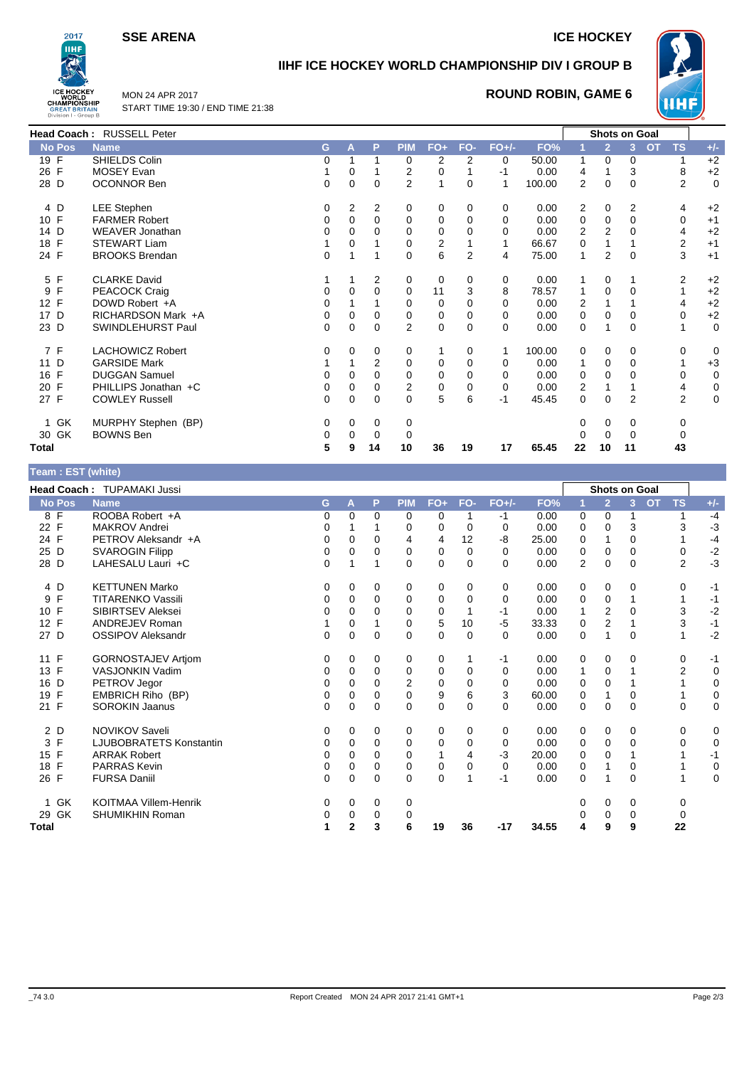**SSE ARENA** **ICE HOCKEY**

# IIHF ICE HOCKEY WORLD CHAMPIONSHIP DIV I GROUP B

MON 24 APR 2017
START TIME 19:30 / END TIME 21:38

## ROUND ROBIN, GAME 6

**Head Coach :** RUSSELL Peter

| No | Pos | Name | G | A | P | PIM | FO+ | FO- | FO+/- | FO% | Shots on Goal 1 | 2 | 3 | OT | TS | +/- |
|---|---|---|---|---|---|---|---|---|---|---|---|---|---|---|---|---|
| 19 | F | SHIELDS Colin | 0 | 1 | 1 | 0 | 2 | 2 | 0 | 50.00 | 1 | 0 | 0 | | 1 | +2 |
| 26 | F | MOSEY Evan | 1 | 0 | 1 | 2 | 0 | 1 | -1 | 0.00 | 4 | 1 | 3 | | 8 | +2 |
| 28 | D | OCONNOR Ben | 0 | 0 | 0 | 2 | 1 | 0 | 1 | 100.00 | 2 | 0 | 0 | | 2 | 0 |
| 4 | D | LEE Stephen | 0 | 2 | 2 | 0 | 0 | 0 | 0 | 0.00 | 2 | 0 | 2 | | 4 | +2 |
| 10 | F | FARMER Robert | 0 | 0 | 0 | 0 | 0 | 0 | 0 | 0.00 | 0 | 0 | 0 | | 0 | +1 |
| 14 | D | WEAVER Jonathan | 0 | 0 | 0 | 0 | 0 | 0 | 0 | 0.00 | 2 | 2 | 0 | | 4 | +2 |
| 18 | F | STEWART Liam | 1 | 0 | 1 | 0 | 2 | 1 | 1 | 66.67 | 0 | 1 | 1 | | 2 | +1 |
| 24 | F | BROOKS Brendan | 0 | 1 | 1 | 0 | 6 | 2 | 4 | 75.00 | 1 | 2 | 0 | | 3 | +1 |
| 5 | F | CLARKE David | 1 | 1 | 2 | 0 | 0 | 0 | 0 | 0.00 | 1 | 0 | 1 | | 2 | +2 |
| 9 | F | PEACOCK Craig | 0 | 0 | 0 | 0 | 11 | 3 | 8 | 78.57 | 1 | 0 | 0 | | 1 | +2 |
| 12 | F | DOWD Robert +A | 0 | 1 | 1 | 0 | 0 | 0 | 0 | 0.00 | 2 | 1 | 1 | | 4 | +2 |
| 17 | D | RICHARDSON Mark +A | 0 | 0 | 0 | 0 | 0 | 0 | 0 | 0.00 | 0 | 0 | 0 | | 0 | +2 |
| 23 | D | SWINDLEHURST Paul | 0 | 0 | 0 | 2 | 0 | 0 | 0 | 0.00 | 0 | 1 | 0 | | 1 | 0 |
| 7 | F | LACHOWICZ Robert | 0 | 0 | 0 | 0 | 1 | 0 | 1 | 100.00 | 0 | 0 | 0 | | 0 | 0 |
| 11 | D | GARSIDE Mark | 1 | 1 | 2 | 0 | 0 | 0 | 0 | 0.00 | 1 | 0 | 0 | | 1 | +3 |
| 16 | F | DUGGAN Samuel | 0 | 0 | 0 | 0 | 0 | 0 | 0 | 0.00 | 0 | 0 | 0 | | 0 | 0 |
| 20 | F | PHILLIPS Jonathan +C | 0 | 0 | 0 | 2 | 0 | 0 | 0 | 0.00 | 2 | 1 | 1 | | 4 | 0 |
| 27 | F | COWLEY Russell | 0 | 0 | 0 | 0 | 5 | 6 | -1 | 45.45 | 0 | 0 | 2 | | 2 | 0 |
| 1 | GK | MURPHY Stephen (BP) | 0 | 0 | 0 | 0 | | | | | 0 | 0 | 0 | | 0 | |
| 30 | GK | BOWNS Ben | 0 | 0 | 0 | 0 | | | | | 0 | 0 | 0 | | 0 | |
| **Total** | | | **5** | **9** | **14** | **10** | **36** | **19** | **17** | **65.45** | **22** | **10** | **11** | | **43** | |

**Team : EST (white)**

**Head Coach :** TUPAMAKI Jussi

| No | Pos | Name | G | A | P | PIM | FO+ | FO- | FO+/- | FO% | Shots on Goal 1 | 2 | 3 | OT | TS | +/- |
|---|---|---|---|---|---|---|---|---|---|---|---|---|---|---|---|---|
| 8 | F | ROOBA Robert +A | 0 | 0 | 0 | 0 | 0 | 1 | -1 | 0.00 | 0 | 0 | 1 | | 1 | -4 |
| 22 | F | MAKROV Andrei | 0 | 1 | 1 | 0 | 0 | 0 | 0 | 0.00 | 0 | 0 | 3 | | 3 | -3 |
| 24 | F | PETROV Aleksandr +A | 0 | 0 | 0 | 4 | 4 | 12 | -8 | 25.00 | 0 | 1 | 0 | | 1 | -4 |
| 25 | D | SVAROGIN Filipp | 0 | 0 | 0 | 0 | 0 | 0 | 0 | 0.00 | 0 | 0 | 0 | | 0 | -2 |
| 28 | D | LAHESALU Lauri +C | 0 | 1 | 1 | 0 | 0 | 0 | 0 | 0.00 | 2 | 0 | 0 | | 2 | -3 |
| 4 | D | KETTUNEN Marko | 0 | 0 | 0 | 0 | 0 | 0 | 0 | 0.00 | 0 | 0 | 0 | | 0 | -1 |
| 9 | F | TITARENKO Vassili | 0 | 0 | 0 | 0 | 0 | 0 | 0 | 0.00 | 0 | 0 | 1 | | 1 | -1 |
| 10 | F | SIBIRTSEV Aleksei | 0 | 0 | 0 | 0 | 0 | 1 | -1 | 0.00 | 1 | 2 | 0 | | 3 | -2 |
| 12 | F | ANDREJEV Roman | 1 | 0 | 1 | 0 | 5 | 10 | -5 | 33.33 | 0 | 2 | 1 | | 3 | -1 |
| 27 | D | OSSIPOV Aleksandr | 0 | 0 | 0 | 0 | 0 | 0 | 0 | 0.00 | 0 | 1 | 0 | | 1 | -2 |
| 11 | F | GORNOSTAJEV Artjom | 0 | 0 | 0 | 0 | 0 | 1 | -1 | 0.00 | 0 | 0 | 0 | | 0 | -1 |
| 13 | F | VASJONKIN Vadim | 0 | 0 | 0 | 0 | 0 | 0 | 0 | 0.00 | 1 | 0 | 1 | | 2 | 0 |
| 16 | D | PETROV Jegor | 0 | 0 | 0 | 2 | 0 | 0 | 0 | 0.00 | 0 | 0 | 1 | | 1 | 0 |
| 19 | F | EMBRICH Riho (BP) | 0 | 0 | 0 | 0 | 9 | 6 | 3 | 60.00 | 0 | 1 | 0 | | 1 | 0 |
| 21 | F | SOROKIN Jaanus | 0 | 0 | 0 | 0 | 0 | 0 | 0 | 0.00 | 0 | 0 | 0 | | 0 | 0 |
| 2 | D | NOVIKOV Saveli | 0 | 0 | 0 | 0 | 0 | 0 | 0 | 0.00 | 0 | 0 | 0 | | 0 | 0 |
| 3 | F | LJUBOBRATETS Konstantin | 0 | 0 | 0 | 0 | 0 | 0 | 0 | 0.00 | 0 | 0 | 0 | | 0 | 0 |
| 15 | F | ARRAK Robert | 0 | 0 | 0 | 0 | 1 | 4 | -3 | 20.00 | 0 | 0 | 1 | | 1 | -1 |
| 18 | F | PARRAS Kevin | 0 | 0 | 0 | 0 | 0 | 0 | 0 | 0.00 | 0 | 1 | 0 | | 1 | 0 |
| 26 | F | FURSA Daniil | 0 | 0 | 0 | 0 | 0 | 1 | -1 | 0.00 | 0 | 1 | 0 | | 1 | 0 |
| 1 | GK | KOITMAA Villem-Henrik | 0 | 0 | 0 | 0 | | | | | 0 | 0 | 0 | | 0 | |
| 29 | GK | SHUMIKHIN Roman | 0 | 0 | 0 | 0 | | | | | 0 | 0 | 0 | | 0 | |
| **Total** | | | **1** | **2** | **3** | **6** | **19** | **36** | **-17** | **34.55** | **4** | **9** | **9** | | **22** | |

_74 3.0 Report Created MON 24 APR 2017 21:41 GMT+1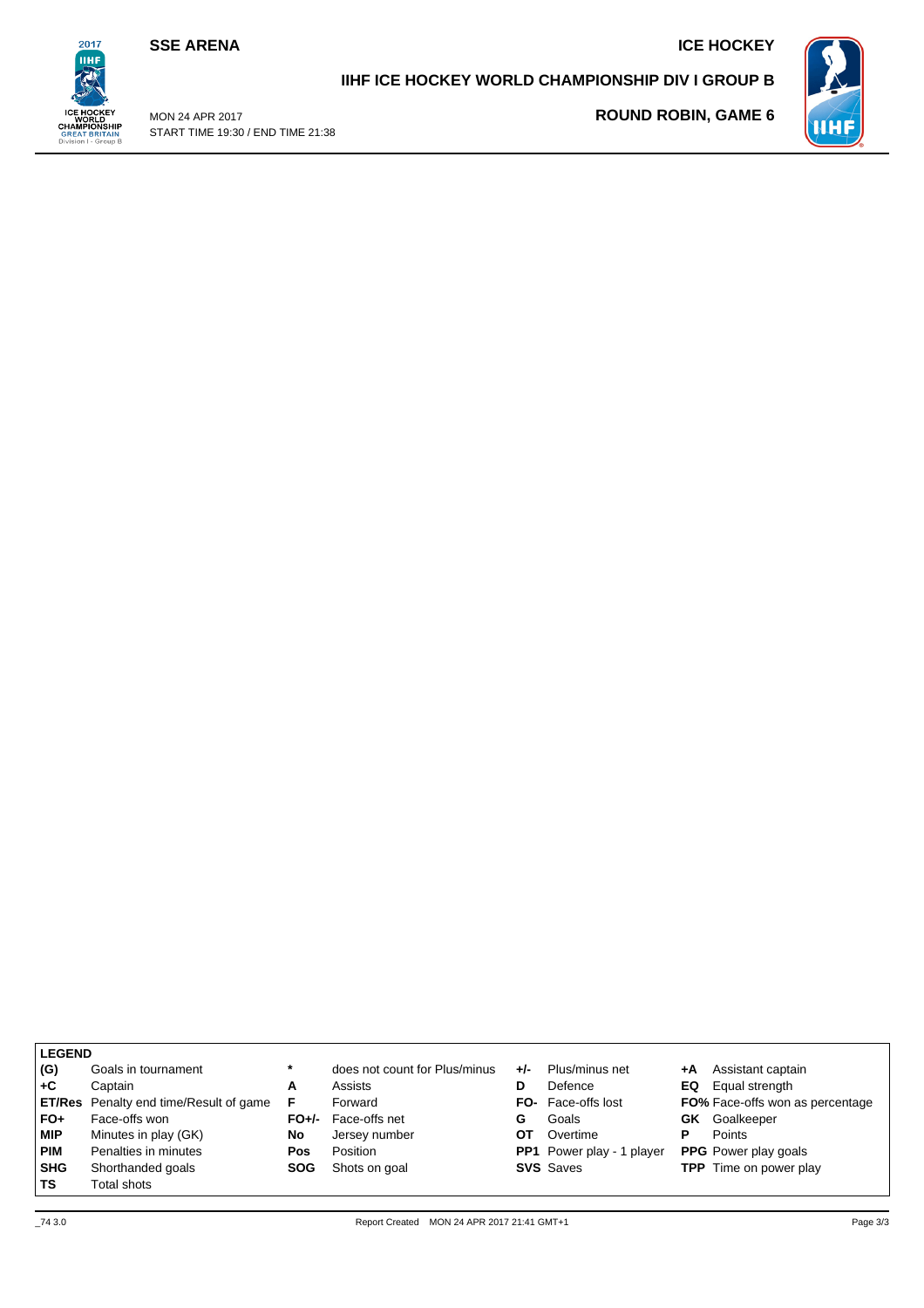## LEGEND

| | | | | | | | |
|---|---|---|---|---|---|---|---|
| **(G)** | Goals in tournament | ***** | does not count for Plus/minus | **+/-** | Plus/minus net | **+A** | Assistant captain |
| **+C** | Captain | **A** | Assists | **D** | Defence | **EQ** | Equal strength |
| **ET/Res** | Penalty end time/Result of game | **F** | Forward | **FO-** | Face-offs lost | **FO%** | Face-offs won as percentage |
| **FO+** | Face-offs won | **FO+/-** | Face-offs net | **G** | Goals | **GK** | Goalkeeper |
| **MIP** | Minutes in play (GK) | **No** | Jersey number | **OT** | Overtime | **P** | Points |
| **PIM** | Penalties in minutes | **Pos** | Position | **PP1** | Power play - 1 player | **PPG** | Power play goals |
| **SHG** | Shorthanded goals | **SOG** | Shots on goal | **SVS** | Saves | **TPP** | Time on power play |
| **TS** | Total shots | | | | | | |